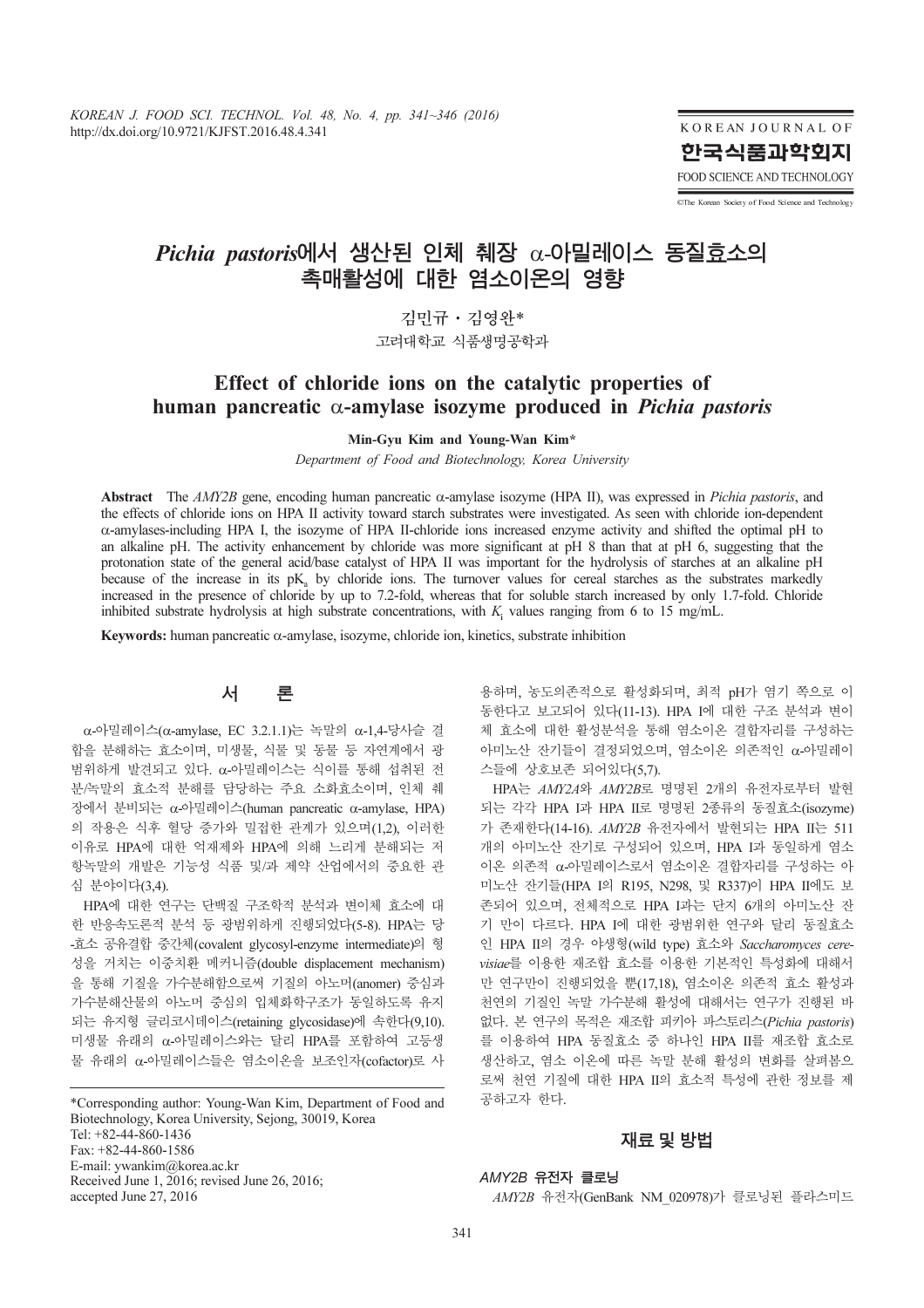# *Pichia pastoris*에서 생산된 인체 췌장 α-아밀레이스 동질효소의 촉매활성에 대한 염소이온의 영향

김민규 · 김영완*

고려대학교 식품생명공학과

# Effect of chloride ions on the catalytic properties of human pancreatic α-amylase isozyme produced in *Pichia pastoris*

**Min-Gyu Kim and Young-Wan Kim***

*Department of Food and Biotechnology, Korea University*

**Abstract** The *AMY2B* gene, encoding human pancreatic α-amylase isozyme (HPA II), was expressed in *Pichia pastoris*, and the effects of chloride ions on HPA II activity toward starch substrates were investigated. As seen with chloride ion-dependent α-amylases-including HPA I, the isozyme of HPA II-chloride ions increased enzyme activity and shifted the optimal pH to an alkaline pH. The activity enhancement by chloride was more significant at pH 8 than that at pH 6, suggesting that the protonation state of the general acid/base catalyst of HPA II was important for the hydrolysis of starches at an alkaline pH because of the increase in its $pK_a$ by chloride ions. The turnover values for cereal starches as the substrates markedly increased in the presence of chloride by up to 7.2-fold, whereas that for soluble starch increased by only 1.7-fold. Chloride inhibited substrate hydrolysis at high substrate concentrations, with $K_i$ values ranging from 6 to 15 mg/mL.

**Keywords:** human pancreatic α-amylase, isozyme, chloride ion, kinetics, substrate inhibition

## 서 론

α-아밀레이스(α-amylase, EC 3.2.1.1)는 녹말의 α-1,4-당사슬 결합을 분해하는 효소이며, 미생물, 식물 및 동물 등 자연계에서 광범위하게 발견되고 있다. α-아밀레이스는 식이를 통해 섭취된 전분/녹말의 효소적 분해를 담당하는 주요 소화효소이며, 인체 췌장에서 분비되는 α-아밀레이스(human pancreatic α-amylase, HPA)의 작용은 식후 혈당 증가와 밀접한 관계가 있으며(1,2), 이러한 이유로 HPA에 대한 억제제와 HPA에 의해 느리게 분해되는 저항녹말의 개발은 기능성 식품 및/과 제약 산업에서의 중요한 관심 분야이다(3,4).

HPA에 대한 연구는 단백질 구조학적 분석과 변이체 효소에 대한 반응속도론적 분석 등 광범위하게 진행되었다(5-8). HPA는 당-효소 공유결합 중간체(covalent glycosyl-enzyme intermediate)의 형성을 거치는 이중치환 메커니즘(double displacement mechanism)을 통해 기질을 가수분해함으로써 기질의 아노머(anomer) 중심과 가수분해산물의 아노머 중심의 입체화학구조가 동일하도록 유지되는 유지형 글리코시데이스(retaining glycosidase)에 속한다(9,10). 미생물 유래의 α-아밀레이스와는 달리 HPA를 포함하여 고등생물 유래의 α-아밀레이스들은 염소이온을 보조인자(cofactor)로 사용하며, 농도의존적으로 활성화되며, 최적 pH가 염기 쪽으로 이동한다고 보고되어 있다(11-13). HPA I에 대한 구조 분석과 변이체 효소에 대한 활성분석을 통해 염소이온 결합자리를 구성하는 아미노산 잔기들이 결정되었으며, 염소이온 의존적인 α-아밀레이스들에 상호보존 되어있다(5,7).

HPA는 *AMY2A*와 *AMY2B*로 명명된 2개의 유전자로부터 발현되는 각각 HPA I과 HPA II로 명명된 2종류의 동질효소(isozyme)가 존재한다(14-16). *AMY2B* 유전자에서 발현되는 HPA II는 511개의 아미노산 잔기로 구성되어 있으며, HPA I과 동일하게 염소이온 의존적 α-아밀레이스로서 염소이온 결합자리를 구성하는 아미노산 잔기들(HPA I의 R195, N298, 및 R337)이 HPA II에도 보존되어 있으며, 전체적으로 HPA I과는 단지 6개의 아미노산 잔기 만이 다르다. HPA I에 대한 광범위한 연구와 달리 동질효소인 HPA II의 경우 야생형(wild type) 효소와 *Saccharomyces cerevisiae*를 이용한 재조합 효소를 이용한 기본적인 특성화에 대해서만 연구만이 진행되었을 뿐(17,18), 염소이온 의존적 효소 활성과 천연의 기질인 녹말 가수분해 활성에 대해서는 연구가 진행된 바 없다. 본 연구의 목적은 재조합 피키아 파스토리스(*Pichia pastoris*)를 이용하여 HPA 동질효소 중 하나인 HPA II를 재조합 효소로 생산하고, 염소 이온에 따른 녹말 분해 활성의 변화를 살펴봄으로써 천연 기질에 대한 HPA II의 효소적 특성에 관한 정보를 제공하고자 한다.

## 재료 및 방법

### *AMY2B* 유전자 클로닝

*AMY2B* 유전자(GenBank NM_020978)가 클로닝된 플라스미드

---

*Corresponding author: Young-Wan Kim, Department of Food and Biotechnology, Korea University, Sejong, 30019, Korea
Tel: +82-44-860-1436
Fax: +82-44-860-1586
E-mail: ywankim@korea.ac.kr
Received June 1, 2016; revised June 26, 2016; accepted June 27, 2016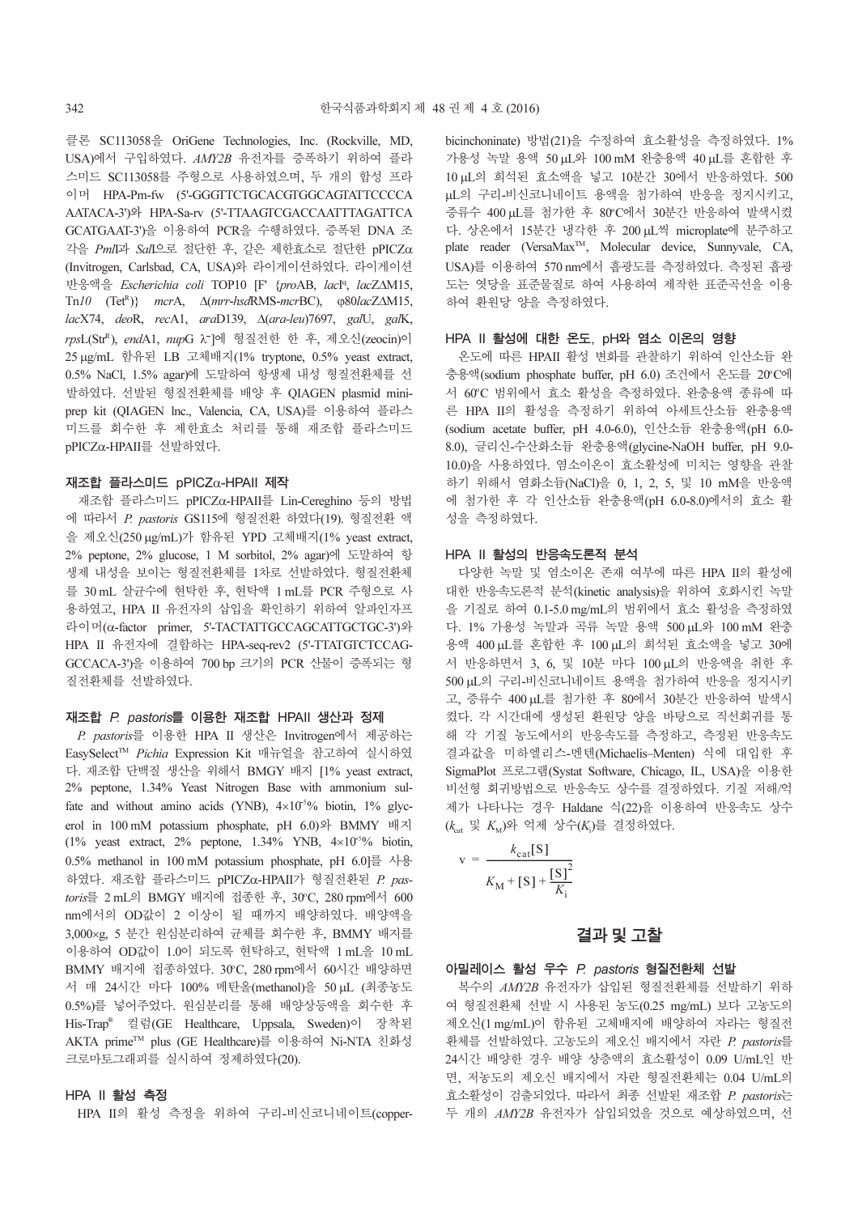클론 SC113058을 OriGene Technologies, Inc. (Rockville, MD, USA)에서 구입하였다. *AMY2B* 유전자를 증폭하기 위하여 플라스미드 SC113058를 주형으로 사용하였으며, 두 개의 합성 프라이머 HPA-Pm-fw (5'-GGGTTCTGCACGTGGCAGTATTCCCCAAATACA-3')와 HPA-Sa-rv (5'-TTAAGTCGACCAATTTAGATTCAGCATGAAT-3')을 이용하여 PCR을 수행하였다. 증폭된 DNA 조각을 *Pml*I과 *Sal*I으로 절단한 후, 같은 제한효소로 절단한 pPICZα (Invitrogen, Carlsbad, CA, USA)와 라이게이션하였다. 라이게이션 반응액을 *Escherichia coli* TOP10 [F' {*pro*AB, *lac*I[q], *lac*ZΔM15, Tn*10* (Tet[R])} *mcr*A, Δ(*mrr-hsd*RMS-*mcr*BC), φ80*lac*ZΔM15, *lac*X74, *deo*R, *rec*A1, *ara*D139, Δ(*ara-leu*)7697, *gal*U, *gal*K, *rps*L(Str[R]), *end*A1, *nup*G λ[-]]에 형질전환 한 후, 제오신(zeocin)이 25 μg/mL 함유된 LB 고체배지(1% tryptone, 0.5% yeast extract, 0.5% NaCl, 1.5% agar)에 도말하여 항생제 내성 형질전환체를 선발하였다. 선발된 형질전환체를 배양 후 QIAGEN plasmid miniprep kit (QIAGEN lnc., Valencia, CA, USA)를 이용하여 플라스미드를 회수한 후 제한효소 처리를 통해 재조합 플라스미드 pPICZα-HPAII를 선발하였다.

### 재조합 플라스미드 pPICZα-HPAII 제작

재조합 플라스미드 pPICZα-HPAII를 Lin-Cereghino 등의 방법에 따라서 *P. pastoris* GS115에 형질전환 하였다(19). 형질전환 액을 제오신(250 μg/mL)가 함유된 YPD 고체배지(1% yeast extract, 2% peptone, 2% glucose, 1 M sorbitol, 2% agar)에 도말하여 항생제 내성을 보이는 형질전환체를 1차로 선발하였다. 형질전환체를 30 mL 살균수에 현탁한 후, 현탁액 1 mL를 PCR 주형으로 사용하였고, HPA II 유전자의 삽입을 확인하기 위하여 알파인자프라이머(α-factor primer, 5'-TACTATTGCCAGCATTGCTGC-3')와 HPA II 유전자에 결합하는 HPA-seq-rev2 (5'-TTATGTCTCCAGGCCACA-3')을 이용하여 700 bp 크기의 PCR 산물이 증폭되는 형질전환체를 선발하였다.

### 재조합 *P. pastoris*를 이용한 재조합 HPAII 생산과 정제

*P. pastoris*를 이용한 HPA II 생산은 Invitrogen에서 제공하는 EasySelect™ *Pichia* Expression Kit 매뉴얼을 참고하여 실시하였다. 재조합 단백질 생산을 위해서 BMGY 배지 [1% yeast extract, 2% peptone, 1.34% Yeast Nitrogen Base with ammonium sulfate and without amino acids (YNB), $4{\times}10^{-5}$% biotin, 1% glycerol in 100 mM potassium phosphate, pH 6.0)와 BMMY 배지(1% yeast extract, 2% peptone, 1.34% YNB, $4{\times}10^{-5}$% biotin, 0.5% methanol in 100 mM potassium phosphate, pH 6.0]를 사용하였다. 재조합 플라스미드 pPICZα-HPAII가 형질전환된 *P. pastoris*를 2 mL의 BMGY 배지에 접종한 후, 30°C, 280 rpm에서 600 nm에서의 OD값이 2 이상이 될 때까지 배양하였다. 배양액을 3,000×g, 5 분간 원심분리하여 균체를 회수한 후, BMMY 배지를 이용하여 OD값이 1.0이 되도록 현탁하고, 현탁액 1 mL를 10 mL BMMY 배지에 접종하였다. 30°C, 280 rpm에서 60시간 배양하면서 매 24시간 마다 100% 메탄올(methanol)을 50 μL (최종농도 0.5%)를 넣어주었다. 원심분리를 통해 배양상등액을 회수한 후 His-Trap® 컬럼(GE Healthcare, Uppsala, Sweden)이 장착된 AKTA prime™ plus (GE Healthcare)를 이용하여 Ni-NTA 친화성 크로마토그래피를 실시하여 정제하였다(20).

### HPA II 활성 측정

HPA II의 활성 측정을 위하여 구리-비신코니네이트(copper-bicinchoninate) 방법(21)을 수정하여 효소활성을 측정하였다. 1% 가용성 녹말 용액 50 μL와 100 mM 완충용액 40 μL를 혼합한 후 10 μL의 희석된 효소액을 넣고 10분간 30에서 반응하였다. 500 μL의 구리-비신코니네이트 용액을 첨가하여 반응을 정지시키고, 증류수 400 μL를 첨가한 후 80°C에서 30분간 반응하여 발색시켰다. 상온에서 15분간 냉각한 후 200 μL씩 microplate에 분주하고 plate reader (VersaMax™, Molecular device, Sunnyvale, CA, USA)를 이용하여 570 nm에서 흡광도를 측정하였다. 측정된 흡광도는 엿당을 표준물질로 하여 사용하여 제작한 표준곡선을 이용하여 환원당 양을 측정하였다.

### HPA II 활성에 대한 온도, pH와 염소 이온의 영향

온도에 따른 HPAII 활성 변화를 관찰하기 위하여 인산소듐 완충용액(sodium phosphate buffer, pH 6.0) 조건에서 온도를 20°C에서 60°C 범위에서 효소 활성을 측정하였다. 완충용액 종류에 따른 HPA II의 활성을 측정하기 위하여 아세트산소듐 완충용액(sodium acetate buffer, pH 4.0-6.0), 인산소듐 완충용액(pH 6.0-8.0), 글리신-수산화소듐 완충용액(glycine-NaOH buffer, pH 9.0-10.0)을 사용하였다. 염소이온이 효소활성에 미치는 영향을 관찰하기 위해서 염화소듐(NaCl)을 0, 1, 2, 5, 및 10 mM을 반응액에 첨가한 후 각 인산소듐 완충용액(pH 6.0-8.0)에서의 효소 활성을 측정하였다.

### HPA II 활성의 반응속도론적 분석

다양한 녹말 및 염소이온 존재 여부에 따른 HPA II의 활성에 대한 반응속도론적 분석(kinetic analysis)을 위하여 호화시킨 녹말을 기질로 하여 0.1-5.0 mg/mL의 범위에서 효소 활성을 측정하였다. 1% 가용성 녹말과 곡류 녹말 용액 500 μL와 100 mM 완충용액 400 μL를 혼합한 후 100 μL의 희석된 효소액을 넣고 30에서 반응하면서 3, 6, 및 10분 마다 100 μL의 반응액을 취한 후 500 μL의 구리-비신코니네이트 용액을 첨가하여 반응을 정지시키고, 증류수 400 μL를 첨가한 후 80에서 30분간 반응하여 발색시켰다. 각 시간대에 생성된 환원당 양을 바탕으로 직선회귀를 통해 각 기질 농도에서의 반응속도를 측정하고, 측정된 반응속도 결과값을 미하엘리스-멘텐(Michaelis–Menten) 식에 대입한 후 SigmaPlot 프로그램(Systat Software, Chicago, IL, USA)을 이용한 비선형 회귀방법으로 반응속도 상수를 결정하였다. 기질 저해/억제가 나타나는 경우 Haldane 식(22)을 이용하여 반응속도 상수($k_{cat}$ 및 $K_M$)와 억제 상수($K_i$)를 결정하였다.

$$v = \frac{k_{cat}[S]}{K_M + [S] + \frac{[S]^2}{K_i}}$$

## 결과 및 고찰

### 아밀레이스 활성 우수 *P. pastoris* 형질전환체 선발

복수의 *AMY2B* 유전자가 삽입된 형질전환체를 선발하기 위하여 형질전환체 선발 시 사용된 농도(0.25 mg/mL) 보다 고농도의 제오신(1 mg/mL)이 함유된 고체배지에 배양하여 자라는 형질전환체를 선발하였다. 고농도의 제오신 배지에서 자란 *P. pastoris*를 24시간 배양한 경우 배양 상층액의 효소활성이 0.09 U/mL인 반면, 저농도의 제오신 배지에서 자란 형질전환체는 0.04 U/mL의 효소활성이 검출되었다. 따라서 최종 선발된 재조합 *P. pastoris*는 두 개의 *AMY2B* 유전자가 삽입되었을 것으로 예상하였으며, 선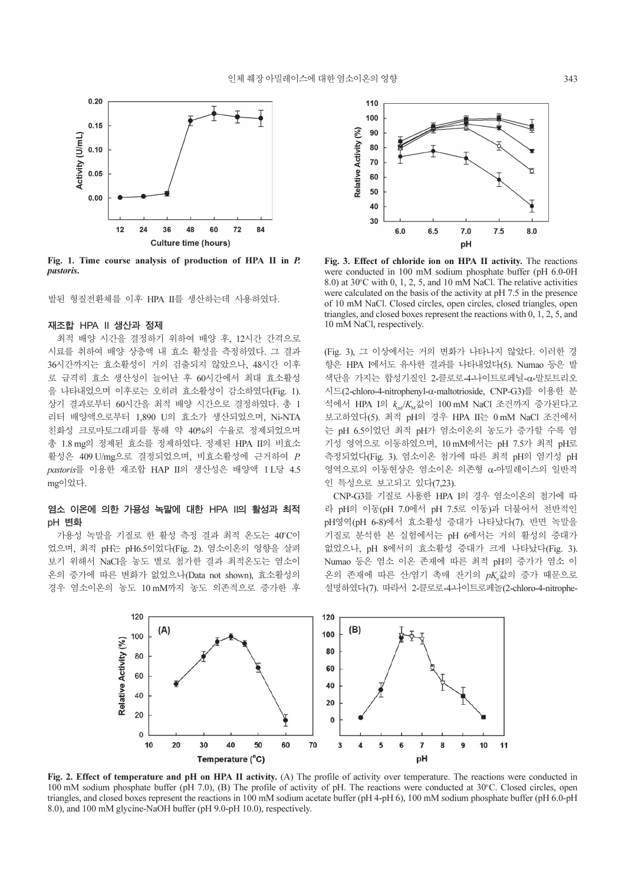**Fig. 1. Time course analysis of production of HPA II in *P. pastoris*.**

발된 형질전환체를 이후 HPA II를 생산하는데 사용하였다.

### 재조합 HPA II 생산과 정제

최적 배양 시간을 결정하기 위하여 배양 후, 12시간 간격으로 시료를 취하여 배양 상층액 내 효소 활성을 측정하였다. 그 결과 36시간까지는 효소활성이 거의 검출되지 않았으나, 48시간 이후로 급격히 효소 생산성이 늘어난 후 60시간에서 최대 효소활성을 나타내었으며 이후로는 오히려 효소활성이 감소하였다(Fig. 1). 상기 결과로부터 60시간을 최적 배양 시간으로 결정하였다. 총 1 리터 배양액으로부터 1,890 U의 효소가 생산되었으며, Ni-NTA 친화성 크로마토그래피를 통해 약 40%의 수율로 정제되었으며 총 1.8 mg의 정제된 효소를 정제하였다. 정제된 HPA II의 비효소활성은 409 U/mg으로 결정되었으며, 비효소활성에 근거하여 *P. pastoris*를 이용한 재조합 HAP II의 생산성은 배양액 1 L당 4.5 mg이었다.

### 염소 이온에 의한 가용성 녹말에 대한 HPA II의 활성과 최적 pH 변화

가용성 녹말을 기질로 한 활성 측정 결과 최적 온도는 40°C이었으며, 최적 pH는 pH6.5이었다(Fig. 2). 염소이온의 영향을 살펴보기 위해서 NaCl을 농도 별로 첨가한 결과 최적온도는 염소이온의 증가에 따른 변화가 없었으나(Data not shown), 효소활성의 경우 염소이온의 농도 10 mM까지 농도 의존적으로 증가한 후

**Fig. 3. Effect of chloride ion on HPA II activity.** The reactions were conducted in 100 mM sodium phosphate buffer (pH 6.0-0H 8.0) at 30°C with 0, 1, 2, 5, and 10 mM NaCl. The relative activities were calculated on the basis of the activity at pH 7.5 in the presence of 10 mM NaCl. Closed circles, open circles, closed triangles, open triangles, and closed boxes represent the reactions with 0, 1, 2, 5, and 10 mM NaCl, respectively.

(Fig. 3), 그 이상에서는 거의 변화가 나타나지 않았다. 이러한 경향은 HPA I에서도 유사한 결과를 나타내었다(5). Numao 등은 발색단을 가지는 합성기질인 2-클로로-4-나이트로페닐-α-말토트리오시드(2-chloro-4-nitrophenyl-α-maltotrioside, CNP-G3)를 이용한 분석에서 HPA I의 $k_{cat}/K_M$값이 100 mM NaCl 조건까지 증가된다고 보고하였다(5). 최적 pH의 경우 HPA II는 0 mM NaCl 조건에서는 pH 6.5이었던 최적 pH가 염소이온의 농도가 증가할 수록 염기성 영역으로 이동하였으며, 10 mM에서는 pH 7.5가 최적 pH로 측정되었다(Fig. 3). 염소이온 첨가에 따른 최적 pH의 염기성 pH 영역으로의 이동현상은 염소이온 의존형 α-아밀레이스의 일반적인 특성으로 보고되고 있다(7,23).

CNP-G3를 기질로 사용한 HPA I의 경우 염소이온의 첨가에 따라 pH의 이동(pH 7.0에서 pH 7.5로 이동)과 더불어서 전반적인 pH영역(pH 6-8)에서 효소활성 증대가 나타났다(7). 반면 녹말을 기질로 분석한 본 실험에서는 pH 6에서는 거의 활성의 증대가 없었으나, pH 8에서의 효소활성 증대가 크게 나타났다(Fig. 3). Numao 등은 염소 이온 존재에 따른 최적 pH의 증가가 염소 이온의 존재에 따른 산/염기 촉매 잔기의 $pK_a$값의 증가 때문으로 설명하였다(7). 따라서 2-클로로-4-나이트로페놀(2-chloro-4-nitrophe-

**Fig. 2. Effect of temperature and pH on HPA II activity.** (A) The profile of activity over temperature. The reactions were conducted in 100 mM sodium phosphate buffer (pH 7.0), (B) The profile of activity of pH. The reactions were conducted at 30°C. Closed circles, open triangles, and closed boxes represent the reactions in 100 mM sodium acetate buffer (pH 4-pH 6), 100 mM sodium phosphate buffer (pH 6.0-pH 8.0), and 100 mM glycine-NaOH buffer (pH 9.0-pH 10.0), respectively.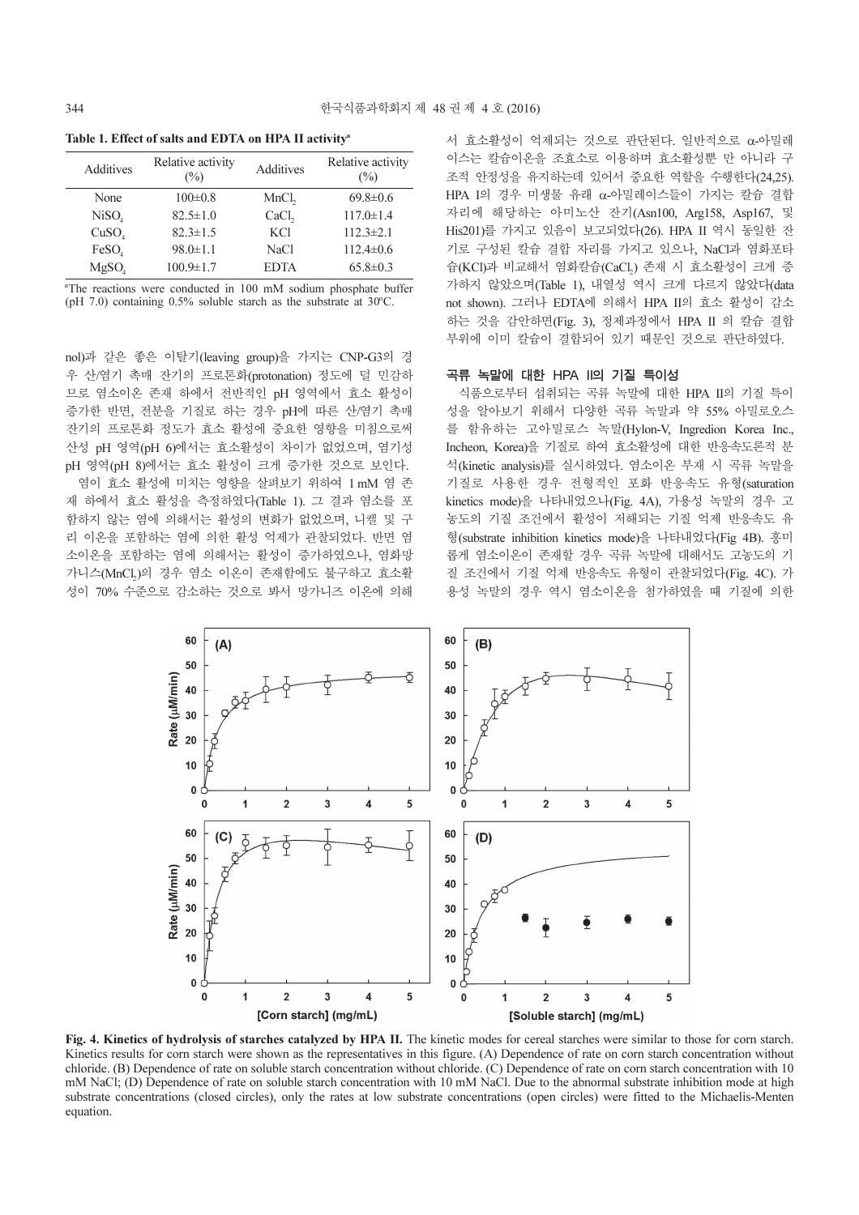**Table 1. Effect of salts and EDTA on HPA II activity[a]**

| Additives | Relative activity (%) | Additives | Relative activity (%) |
|---|---|---|---|
| None | 100±0.8 | $MnCl_2$ | 69.8±0.6 |
| $NiSO_4$ | 82.5±1.0 | $CaCl_2$ | 117.0±1.4 |
| $CuSO_4$ | 82.3±1.5 | KCl | 112.3±2.1 |
| $FeSO_4$ | 98.0±1.1 | NaCl | 112.4±0.6 |
| $MgSO_4$ | 100.9±1.7 | EDTA | 65.8±0.3 |

[a]The reactions were conducted in 100 mM sodium phosphate buffer (pH 7.0) containing 0.5% soluble starch as the substrate at 30°C.

nol)과 같은 좋은 이탈기(leaving group)을 가지는 CNP-G3의 경우 산/염기 촉매 잔기의 프로톤화(protonation) 정도에 덜 민감하므로 염소이온 존재 하에서 전반적인 pH 영역에서 효소 활성이 증가한 반면, 전분을 기질로 하는 경우 pH에 따른 산/염기 촉매 잔기의 프로톤화 정도가 효소 활성에 중요한 영향을 미침으로써 산성 pH 영역(pH 6)에서는 효소활성이 차이가 없었으며, 염기성 pH 영역(pH 8)에서는 효소 활성이 크게 증가한 것으로 보인다.

염이 효소 활성에 미치는 영향을 살펴보기 위하여 1 mM 염 존재 하에서 효소 활성을 측정하였다(Table 1). 그 결과 염소를 포함하지 않는 염에 의해서는 활성의 변화가 없었으며, 니켈 및 구리 이온을 포함하는 염에 의한 활성 억제가 관찰되었다. 반면 염소이온을 포함하는 염에 의해서는 활성이 증가하였으나, 염화망가니스($MnCl_2$)의 경우 염소 이온이 존재함에도 불구하고 효소활성이 70% 수준으로 감소하는 것으로 봐서 망가니즈 이온에 의해서 효소활성이 억제되는 것으로 판단된다. 일반적으로 α-아밀레이스는 칼슘이온을 조효소로 이용하며 효소활성뿐 만 아니라 구조적 안정성을 유지하는데 있어서 중요한 역할을 수행한다(24,25). HPA I의 경우 미생물 유래 α-아밀레이스들이 가지는 칼슘 결합 자리에 해당하는 아미노산 잔기(Asn100, Arg158, Asp167, 및 His201)를 가지고 있음이 보고되었다(26). HPA II 역시 동일한 잔기로 구성된 칼슘 결합 자리를 가지고 있으나, NaCl과 염화포타슘(KCl)과 비교해서 염화칼슘($CaCl_2$) 존재 시 효소활성이 크게 증가하지 않았으며(Table 1), 내열성 역시 크게 다르지 않았다(data not shown). 그러나 EDTA에 의해서 HPA II의 효소 활성이 감소하는 것을 감안하면(Fig. 3), 정제과정에서 HPA II 의 칼슘 결합 부위에 이미 칼슘이 결합되어 있기 때문인 것으로 판단하였다.

### 곡류 녹말에 대한 HPA II의 기질 특이성

식품으로부터 섭취되는 곡류 녹말에 대한 HPA II의 기질 특이성을 알아보기 위해서 다양한 곡류 녹말과 약 55% 아밀로오스를 함유하는 고아밀로스 녹말(Hylon-V, Ingredion Korea Inc., Incheon, Korea)을 기질로 하여 효소활성에 대한 반응속도론적 분석(kinetic analysis)를 실시하였다. 염소이온 부재 시 곡류 녹말을 기질로 사용한 경우 전형적인 포화 반응속도 유형(saturation kinetics mode)을 나타내었으나(Fig. 4A), 가용성 녹말의 경우 고농도의 기질 조건에서 활성이 저해되는 기질 억제 반응속도 유형(substrate inhibition kinetics mode)을 나타내었다(Fig 4B). 흥미롭게 염소이온이 존재할 경우 곡류 녹말에 대해서도 고농도의 기질 조건에서 기질 억제 반응속도 유형이 관찰되었다(Fig. 4C). 가용성 녹말의 경우 역시 염소이온을 첨가하였을 때 기질에 의한

**Fig. 4. Kinetics of hydrolysis of starches catalyzed by HPA II.** The kinetic modes for cereal starches were similar to those for corn starch. Kinetics results for corn starch were shown as the representatives in this figure. (A) Dependence of rate on corn starch concentration without chloride. (B) Dependence of rate on soluble starch concentration without chloride. (C) Dependence of rate on corn starch concentration with 10 mM NaCl; (D) Dependence of rate on soluble starch concentration with 10 mM NaCl. Due to the abnormal substrate inhibition mode at high substrate concentrations (closed circles), only the rates at low substrate concentrations (open circles) were fitted to the Michaelis-Menten equation.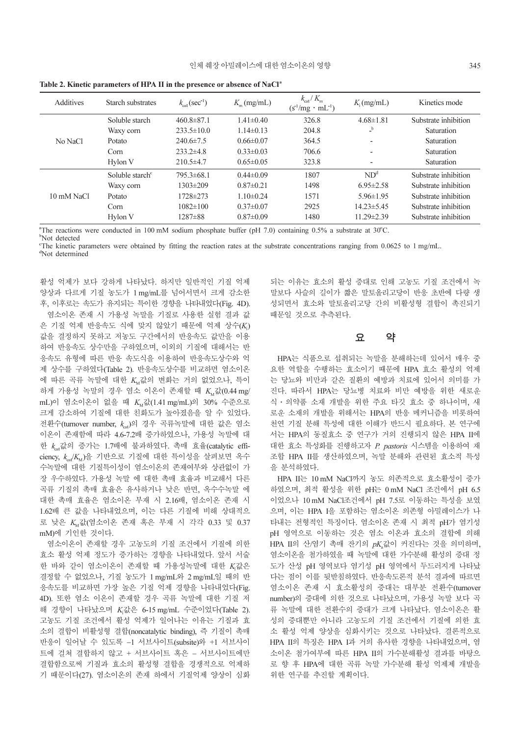**Table 2. Kinetic parameters of HPA II in the presence or absence of NaCl[a]**

| Additives | Starch substrates | $k_{cat}$ (sec$^{-1}$) | $K_m$ (mg/mL) | $k_{cat}/K_m$ (s$^{-1}$/mg · mL$^{-1}$) | $K_i$ (mg/mL) | Kinetics mode |
|---|---|---|---|---|---|---|
| No NaCl | Soluble starch | 460.8±87.1 | 1.41±0.40 | 326.8 | 4.68±1.81 | Substrate inhibition |
| | Waxy corn | 233.5±10.0 | 1.14±0.13 | 204.8 | -[b] | Saturation |
| | Potato | 240.6±7.5 | 0.66±0.07 | 364.5 | - | Saturation |
| | Corn | 233.2±4.8 | 0.33±0.03 | 706.6 | - | Saturation |
| | Hylon V | 210.5±4.7 | 0.65±0.05 | 323.8 | - | Saturation |
| 10 mM NaCl | Soluble starch[c] | 795.3±68.1 | 0.44±0.09 | 1807 | ND[d] | Substrate inhibition |
| | Waxy corn | 1303±209 | 0.87±0.21 | 1498 | 6.95±2.58 | Substrate inhibition |
| | Potato | 1728±273 | 1.10±0.24 | 1571 | 5.96±1.95 | Substrate inhibition |
| | Corn | 1082±100 | 0.37±0.07 | 2925 | 14.23±5.45 | Substrate inhibition |
| | Hylon V | 1287±88 | 0.87±0.09 | 1480 | 11.29±2.39 | Substrate inhibition |

[a]The reactions were conducted in 100 mM sodium phosphate buffer (pH 7.0) containing 0.5% a substrate at 30°C.
[b]Not detected
[c]The kinetic parameters were obtained by fitting the reaction rates at the substrate concentrations ranging from 0.0625 to 1 mg/mL.
[d]Not determined

활성 억제가 보다 강하게 나타났다. 하지만 일반적인 기질 억제 양상과 다르게 기질 농도가 1 mg/mL를 넘어서면서 크게 감소한 후, 이후로는 속도가 유지되는 특이한 경향을 나타내었다(Fig. 4D).

염소이온 존재 시 가용성 녹말을 기질로 사용한 실험 결과 값은 기질 억제 반응속도 식에 맞지 않았기 때문에 억제 상수($K_i$) 값을 결정하지 못하고 저농도 구간에서의 반응속도 값만을 이용하여 반응속도 상수만을 구하였으며, 이외의 기질에 대해서는 반응속도 유형에 따른 반응 속도식을 이용하여 반응속도상수와 억제 상수를 구하였다(Table 2). 반응속도상수를 비교하면 염소이온에 따른 곡류 녹말에 대한 $K_M$값의 변화는 거의 없었으나, 특이하게 가용성 녹말의 경우 염소 이온이 존재할 때 $K_M$값(0.44 mg/mL)이 염소이온이 없을 때 $K_M$값(1.41 mg/mL)의 30% 수준으로 크게 감소하여 기질에 대한 친화도가 높아졌음을 알 수 있었다. 전환수(turnover number, $k_{cat}$)의 경우 곡류녹말에 대한 값은 염소이온이 존재함에 따라 4.6-7.2배 증가하였으나, 가용성 녹말에 대한 $k_{cat}$값의 증가는 1.7배에 불과하였다. 촉매 효율(catalytic efficiency, $k_{cat}/K_M$)을 기반으로 기질에 대한 특이성을 살펴보면 옥수수녹말에 대한 기질특이성이 염소이온의 존재여부와 상관없이 가장 우수하였다. 가용성 녹말 에 대한 촉매 효율과 비교해서 다른 곡류 기질의 촉매 효율은 유사하거나 낮은 반면, 옥수수녹말 에 대한 촉매 효율은 염소이온 부재 시 2.16배, 염소이온 존재 시 1.62배 큰 값을 나타내었으며, 이는 다른 기질에 비해 상대적으로 낮은 $K_M$값(염소이온 존재 혹은 부재 시 각각 0.33 및 0.37 mM)에 기인한 것이다.

염소이온이 존재할 경우 고농도의 기질 조건에서 기질에 의한 효소 활성 억제 정도가 증가하는 경향을 나타내었다. 앞서 서술한 바와 같이 염소이온이 존재할 때 가용성녹말에 대한 $K_i$값은 결정할 수 없었으나, 기질 농도가 1 mg/mL와 2 mg/mL일 때의 반응속도를 비교하면 가장 높은 기질 억제 경향을 나타내었다(Fig. 4D). 또한 염소 이온이 존재할 경우 곡류 녹말에 대한 기질 저해 경향이 나타났으며 $K_i$값은 6-15 mg/mL 수준이었다(Table 2). 고농도 기질 조건에서 활성 억제가 일어나는 이유는 기질과 효소의 결합이 비활성형 결합(noncatalytic binding), 즉 기질이 촉매 반응이 일어날 수 있도록 –1 서브사이트(subsite)와 +1 서브사이트에 걸쳐 결합하지 않고 + 서브사이트 혹은 – 서브사이트에만 결합함으로써 기질과 효소의 활성형 결합을 경쟁적으로 억제하기 때문이다(27). 염소이온의 존재 하에서 기질억제 양상이 심화되는 이유는 효소의 활성 증대로 인해 고농도 기질 조건에서 녹말보다 사슬의 길이가 짧은 말토올리고당이 반응 초반에 다량 생성되면서 효소와 말토올리고당 간의 비활성형 결합이 촉진되기 때문일 것으로 추측된다.

## 요 약

HPA는 식품으로 섭취되는 녹말을 분해하는데 있어서 매우 중요한 역할을 수행하는 효소이기 때문에 HPA 효소 활성의 억제는 당뇨와 비만과 같은 질환의 예방과 치료에 있어서 의미를 가진다. 따라서 HPA는 당뇨병 치료와 비만 예방을 위한 새로운 식・의약품 소재 개발을 위한 주요 타깃 효소 중 하나이며, 새로운 소재의 개발을 위해서는 HPA의 반응 메커니즘을 비롯하여 천연 기질 분해 특성에 대한 이해가 반드시 필요하다. 본 연구에서는 HPA의 동질효소 중 연구가 거의 진행되지 않은 HPA II에 대한 효소 특성화를 진행하고자 *P. pastoris* 시스템을 이용하여 재조합 HPA II를 생산하였으며, 녹말 분해와 관련된 효소적 특성을 분석하였다.

HPA II는 10 mM NaCl까지 농도 의존적으로 효소활성이 증가하였으며, 최적 활성을 위한 pH는 0 mM NaCl 조건에서 pH 6.5이었으나 10 mM NaCl조건에서 pH 7.5로 이동하는 특성을 보였으며, 이는 HPA I을 포함하는 염소이온 의존형 아밀레이스가 나타내는 전형적인 특징이다. 염소이온 존재 시 최적 pH가 염기성 pH 영역으로 이동하는 것은 염소 이온과 효소의 결합에 의해 HPA II의 산/염기 촉매 잔기의 $pK_a$값이 커진다는 것을 의미하며, 염소이온을 첨가하였을 때 녹말에 대한 가수분해 활성의 증대 정도가 산성 pH 영역보다 염기성 pH 영역에서 두드러지게 나타났다는 점이 이를 뒷받침하였다. 반응속도론적 분석 결과에 따르면 염소이온 존재 시 효소활성의 증대는 대부분 전환수(turnover number)의 증대에 의한 것으로 나타났으며, 가용성 녹말 보다 곡류 녹말에 대한 전환수의 증대가 크게 나타났다. 염소이온은 활성의 증대뿐만 아니라 고농도의 기질 조건에서 기질에 의한 효소 활성 억제 양상을 심화시키는 것으로 나타났다. 결론적으로 HPA II의 특징은 HPA I과 거의 유사한 경향을 나타내었으며, 염소이온 첨가여부에 따른 HPA II의 가수분해활성 결과를 바탕으로 향 후 HPA에 대한 곡류 녹말 가수분해 활성 억제제 개발을 위한 연구를 추진할 계획이다.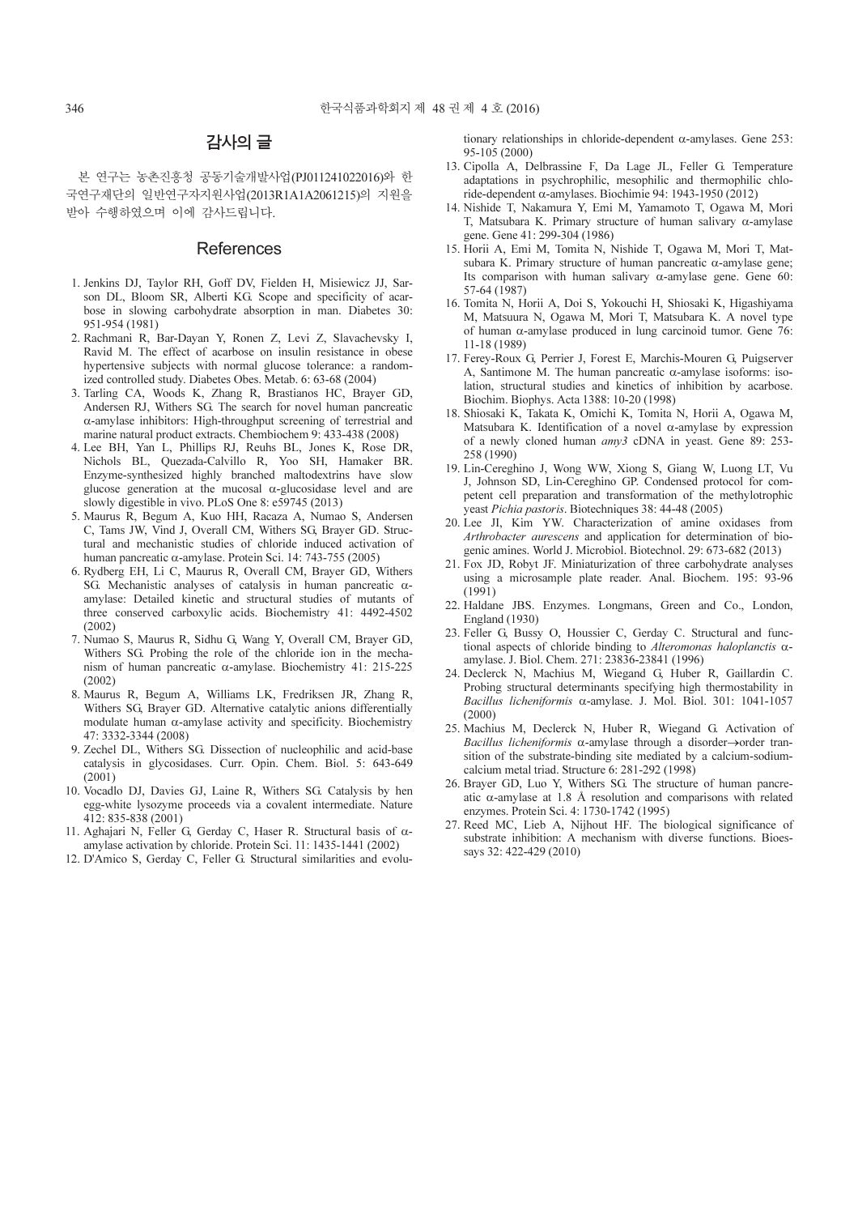## 감사의 글

본 연구는 농촌진흥청 공동기술개발사업(PJ011241022016)와 한국연구재단의 일반연구자지원사업(2013R1A1A2061215)의 지원을 받아 수행하였으며 이에 감사드립니다.

## References

1. Jenkins DJ, Taylor RH, Goff DV, Fielden H, Misiewicz JJ, Sarson DL, Bloom SR, Alberti KG. Scope and specificity of acarbose in slowing carbohydrate absorption in man. Diabetes 30: 951-954 (1981)
2. Rachmani R, Bar-Dayan Y, Ronen Z, Levi Z, Slavachevsky I, Ravid M. The effect of acarbose on insulin resistance in obese hypertensive subjects with normal glucose tolerance: a randomized controlled study. Diabetes Obes. Metab. 6: 63-68 (2004)
3. Tarling CA, Woods K, Zhang R, Brastianos HC, Brayer GD, Andersen RJ, Withers SG. The search for novel human pancreatic α-amylase inhibitors: High-throughput screening of terrestrial and marine natural product extracts. Chembiochem 9: 433-438 (2008)
4. Lee BH, Yan L, Phillips RJ, Reuhs BL, Jones K, Rose DR, Nichols BL, Quezada-Calvillo R, Yoo SH, Hamaker BR. Enzyme-synthesized highly branched maltodextrins have slow glucose generation at the mucosal α-glucosidase level and are slowly digestible in vivo. PLoS One 8: e59745 (2013)
5. Maurus R, Begum A, Kuo HH, Racaza A, Numao S, Andersen C, Tams JW, Vind J, Overall CM, Withers SG, Brayer GD. Structural and mechanistic studies of chloride induced activation of human pancreatic α-amylase. Protein Sci. 14: 743-755 (2005)
6. Rydberg EH, Li C, Maurus R, Overall CM, Brayer GD, Withers SG. Mechanistic analyses of catalysis in human pancreatic α-amylase: Detailed kinetic and structural studies of mutants of three conserved carboxylic acids. Biochemistry 41: 4492-4502 (2002)
7. Numao S, Maurus R, Sidhu G, Wang Y, Overall CM, Brayer GD, Withers SG. Probing the role of the chloride ion in the mechanism of human pancreatic α-amylase. Biochemistry 41: 215-225 (2002)
8. Maurus R, Begum A, Williams LK, Fredriksen JR, Zhang R, Withers SG, Brayer GD. Alternative catalytic anions differentially modulate human α-amylase activity and specificity. Biochemistry 47: 3332-3344 (2008)
9. Zechel DL, Withers SG. Dissection of nucleophilic and acid-base catalysis in glycosidases. Curr. Opin. Chem. Biol. 5: 643-649 (2001)
10. Vocadlo DJ, Davies GJ, Laine R, Withers SG. Catalysis by hen egg-white lysozyme proceeds via a covalent intermediate. Nature 412: 835-838 (2001)
11. Aghajari N, Feller G, Gerday C, Haser R. Structural basis of α-amylase activation by chloride. Protein Sci. 11: 1435-1441 (2002)
12. D'Amico S, Gerday C, Feller G. Structural similarities and evolutionary relationships in chloride-dependent α-amylases. Gene 253: 95-105 (2000)
13. Cipolla A, Delbrassine F, Da Lage JL, Feller G. Temperature adaptations in psychrophilic, mesophilic and thermophilic chloride-dependent α-amylases. Biochimie 94: 1943-1950 (2012)
14. Nishide T, Nakamura Y, Emi M, Yamamoto T, Ogawa M, Mori T, Matsubara K. Primary structure of human salivary α-amylase gene. Gene 41: 299-304 (1986)
15. Horii A, Emi M, Tomita N, Nishide T, Ogawa M, Mori T, Matsubara K. Primary structure of human pancreatic α-amylase gene; Its comparison with human salivary α-amylase gene. Gene 60: 57-64 (1987)
16. Tomita N, Horii A, Doi S, Yokouchi H, Shiosaki K, Higashiyama M, Matsuura N, Ogawa M, Mori T, Matsubara K. A novel type of human α-amylase produced in lung carcinoid tumor. Gene 76: 11-18 (1989)
17. Ferey-Roux G, Perrier J, Forest E, Marchis-Mouren G, Puigserver A, Santimone M. The human pancreatic α-amylase isoforms: isolation, structural studies and kinetics of inhibition by acarbose. Biochim. Biophys. Acta 1388: 10-20 (1998)
18. Shiosaki K, Takata K, Omichi K, Tomita N, Horii A, Ogawa M, Matsubara K. Identification of a novel α-amylase by expression of a newly cloned human *amy3* cDNA in yeast. Gene 89: 253-258 (1990)
19. Lin-Cereghino J, Wong WW, Xiong S, Giang W, Luong LT, Vu J, Johnson SD, Lin-Cereghino GP. Condensed protocol for competent cell preparation and transformation of the methylotrophic yeast *Pichia pastoris*. Biotechniques 38: 44-48 (2005)
20. Lee JI, Kim YW. Characterization of amine oxidases from *Arthrobacter aurescens* and application for determination of biogenic amines. World J. Microbiol. Biotechnol. 29: 673-682 (2013)
21. Fox JD, Robyt JF. Miniaturization of three carbohydrate analyses using a microsample plate reader. Anal. Biochem. 195: 93-96 (1991)
22. Haldane JBS. Enzymes. Longmans, Green and Co., London, England (1930)
23. Feller G, Bussy O, Houssier C, Gerday C. Structural and functional aspects of chloride binding to *Alteromonas haloplanctis* α-amylase. J. Biol. Chem. 271: 23836-23841 (1996)
24. Declerck N, Machius M, Wiegand G, Huber R, Gaillardin C. Probing structural determinants specifying high thermostability in *Bacillus licheniformis* α-amylase. J. Mol. Biol. 301: 1041-1057 (2000)
25. Machius M, Declerck N, Huber R, Wiegand G. Activation of *Bacillus licheniformis* α-amylase through a disorder→order transition of the substrate-binding site mediated by a calcium-sodium-calcium metal triad. Structure 6: 281-292 (1998)
26. Brayer GD, Luo Y, Withers SG. The structure of human pancreatic α-amylase at 1.8 Å resolution and comparisons with related enzymes. Protein Sci. 4: 1730-1742 (1995)
27. Reed MC, Lieb A, Nijhout HF. The biological significance of substrate inhibition: A mechanism with diverse functions. Bioessays 32: 422-429 (2010)